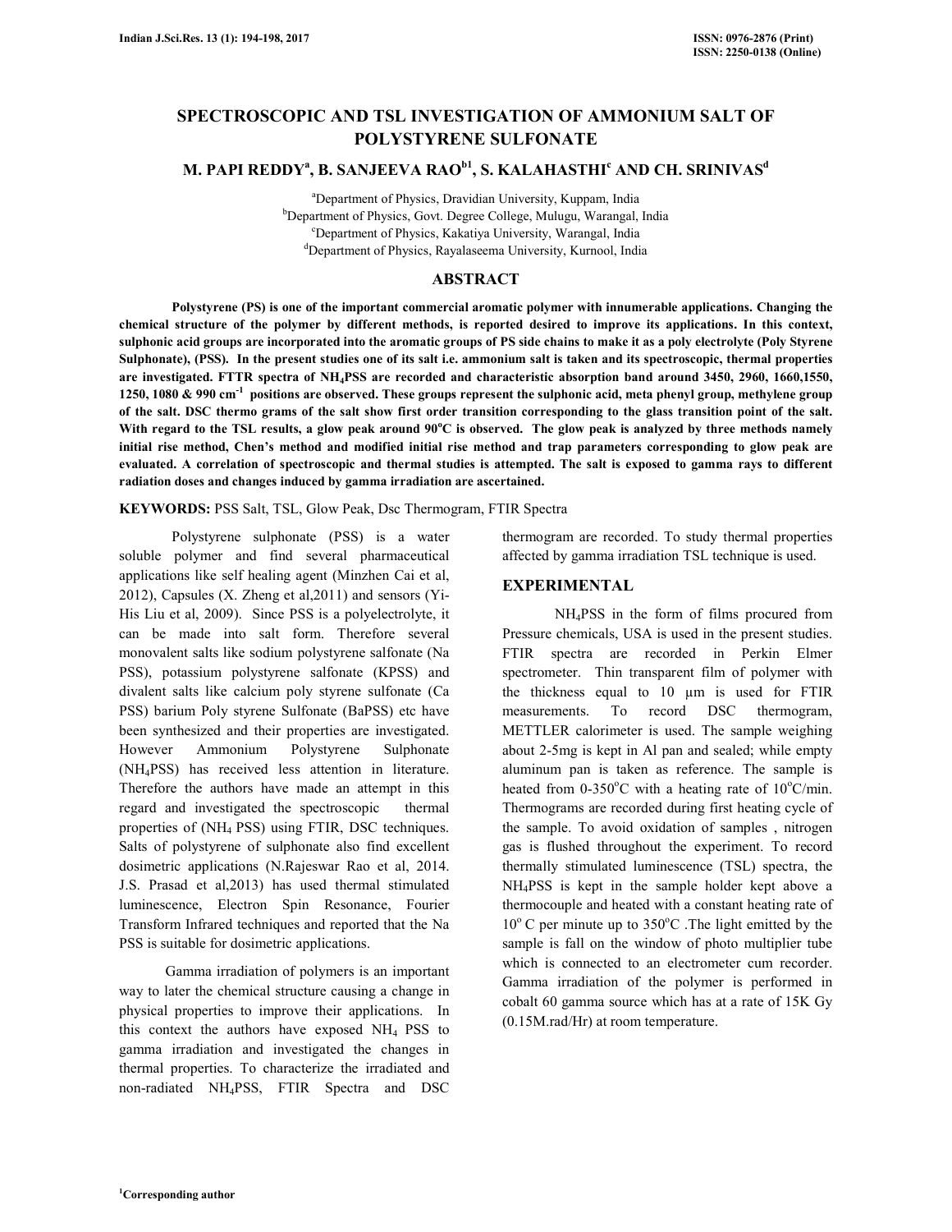# SPECTROSCOPIC AND TSL INVESTIGATION OF AMMONIUM SALT OF POLYSTYRENE SULFONATE

**M. PAPI REDDY[a], B. SANJEEVA RAO[b1], S. KALAHASTHI[c] AND CH. SRINIVAS[d]**

[a]Department of Physics, Dravidian University, Kuppam, India
[b]Department of Physics, Govt. Degree College, Mulugu, Warangal, India
[c]Department of Physics, Kakatiya University, Warangal, India
[d]Department of Physics, Rayalaseema University, Kurnool, India

## ABSTRACT

**Polystyrene (PS) is one of the important commercial aromatic polymer with innumerable applications. Changing the chemical structure of the polymer by different methods, is reported desired to improve its applications. In this context, sulphonic acid groups are incorporated into the aromatic groups of PS side chains to make it as a poly electrolyte (Poly Styrene Sulphonate), (PSS). In the present studies one of its salt i.e. ammonium salt is taken and its spectroscopic, thermal properties are investigated. FTTR spectra of $NH_4$PSS are recorded and characteristic absorption band around 3450, 2960, 1660,1550, 1250, 1080 & 990 $cm^{-1}$ positions are observed. These groups represent the sulphonic acid, meta phenyl group, methylene group of the salt. DSC thermo grams of the salt show first order transition corresponding to the glass transition point of the salt. With regard to the TSL results, a glow peak around 90°C is observed. The glow peak is analyzed by three methods namely initial rise method, Chen's method and modified initial rise method and trap parameters corresponding to glow peak are evaluated. A correlation of spectroscopic and thermal studies is attempted. The salt is exposed to gamma rays to different radiation doses and changes induced by gamma irradiation are ascertained.**

**KEYWORDS:** PSS Salt, TSL, Glow Peak, Dsc Thermogram, FTIR Spectra

Polystyrene sulphonate (PSS) is a water soluble polymer and find several pharmaceutical applications like self healing agent (Minzhen Cai et al, 2012), Capsules (X. Zheng et al,2011) and sensors (Yi-His Liu et al, 2009). Since PSS is a polyelectrolyte, it can be made into salt form. Therefore several monovalent salts like sodium polystyrene salfonate (Na PSS), potassium polystyrene salfonate (KPSS) and divalent salts like calcium poly styrene sulfonate (Ca PSS) barium Poly styrene Sulfonate (BaPSS) etc have been synthesized and their properties are investigated. However Ammonium Polystyrene Sulphonate ($NH_4$PSS) has received less attention in literature. Therefore the authors have made an attempt in this regard and investigated the spectroscopic thermal properties of ($NH_4$ PSS) using FTIR, DSC techniques. Salts of polystyrene of sulphonate also find excellent dosimetric applications (N.Rajeswar Rao et al, 2014. J.S. Prasad et al,2013) has used thermal stimulated luminescence, Electron Spin Resonance, Fourier Transform Infrared techniques and reported that the Na PSS is suitable for dosimetric applications.

Gamma irradiation of polymers is an important way to later the chemical structure causing a change in physical properties to improve their applications. In this context the authors have exposed $NH_4$ PSS to gamma irradiation and investigated the changes in thermal properties. To characterize the irradiated and non-radiated $NH_4$PSS, FTIR Spectra and DSC thermogram are recorded. To study thermal properties affected by gamma irradiation TSL technique is used.

## EXPERIMENTAL

$NH_4$PSS in the form of films procured from Pressure chemicals, USA is used in the present studies. FTIR spectra are recorded in Perkin Elmer spectrometer. Thin transparent film of polymer with the thickness equal to 10 μm is used for FTIR measurements. To record DSC thermogram, METTLER calorimeter is used. The sample weighing about 2-5mg is kept in Al pan and sealed; while empty aluminum pan is taken as reference. The sample is heated from 0-350°C with a heating rate of 10°C/min. Thermograms are recorded during first heating cycle of the sample. To avoid oxidation of samples , nitrogen gas is flushed throughout the experiment. To record thermally stimulated luminescence (TSL) spectra, the $NH_4$PSS is kept in the sample holder kept above a thermocouple and heated with a constant heating rate of 10° C per minute up to 350°C .The light emitted by the sample is fall on the window of photo multiplier tube which is connected to an electrometer cum recorder. Gamma irradiation of the polymer is performed in cobalt 60 gamma source which has at a rate of 15K Gy (0.15M.rad/Hr) at room temperature.

[1]Corresponding author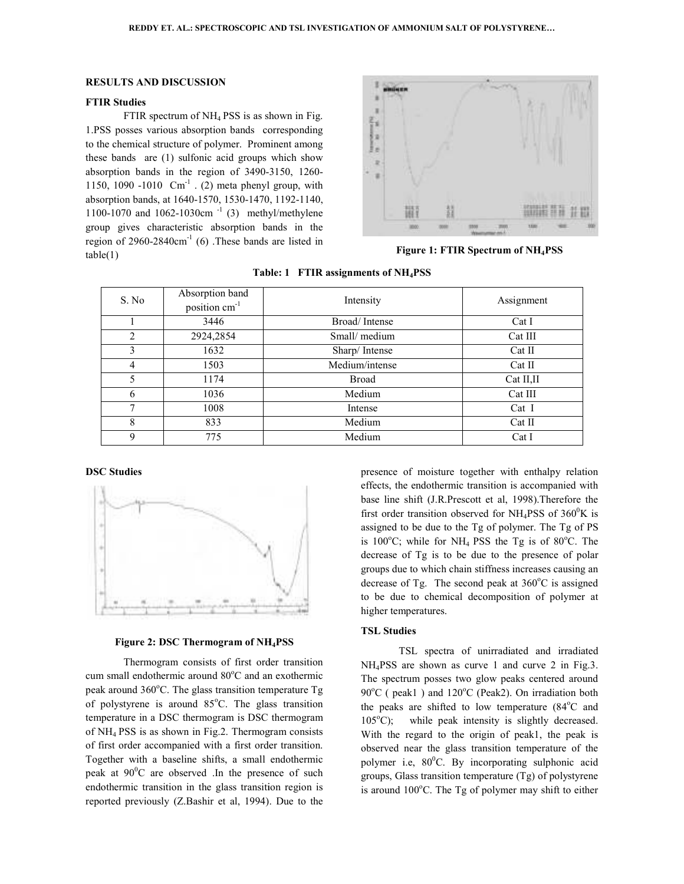## RESULTS AND DISCUSSION

### FTIR Studies

FTIR spectrum of $NH_4$ PSS is as shown in Fig. 1.PSS posses various absorption bands corresponding to the chemical structure of polymer. Prominent among these bands are (1) sulfonic acid groups which show absorption bands in the region of 3490-3150, 1260-1150, 1090 -1010 $Cm^{-1}$ . (2) meta phenyl group, with absorption bands, at 1640-1570, 1530-1470, 1192-1140, 1100-1070 and 1062-1030cm $^{-1}$ (3) methyl/methylene group gives characteristic absorption bands in the region of 2960-2840cm$^{-1}$ (6) .These bands are listed in table(1)

**Figure 1: FTIR Spectrum of $NH_4$PSS**

**Table: 1 FTIR assignments of $NH_4$PSS**

| S. No | Absorption band position cm$^{-1}$ | Intensity | Assignment |
|---|---|---|---|
| 1 | 3446 | Broad/ Intense | Cat I |
| 2 | 2924,2854 | Small/ medium | Cat III |
| 3 | 1632 | Sharp/ Intense | Cat II |
| 4 | 1503 | Medium/intense | Cat II |
| 5 | 1174 | Broad | Cat II,II |
| 6 | 1036 | Medium | Cat III |
| 7 | 1008 | Intense | Cat I |
| 8 | 833 | Medium | Cat II |
| 9 | 775 | Medium | Cat I |

### DSC Studies

**Figure 2: DSC Thermogram of $NH_4$PSS**

Thermogram consists of first order transition cum small endothermic around 80$^{o}$C and an exothermic peak around 360$^{o}$C. The glass transition temperature Tg of polystyrene is around 85$^{o}$C. The glass transition temperature in a DSC thermogram is DSC thermogram of $NH_4$ PSS is as shown in Fig.2. Thermogram consists of first order accompanied with a first order transition. Together with a baseline shifts, a small endothermic peak at 90$^{0}$C are observed .In the presence of such endothermic transition in the glass transition region is reported previously (Z.Bashir et al, 1994). Due to the presence of moisture together with enthalpy relation effects, the endothermic transition is accompanied with base line shift (J.R.Prescott et al, 1998).Therefore the first order transition observed for $NH_4$PSS of 360$^{0}$K is assigned to be due to the Tg of polymer. The Tg of PS is 100$^{o}$C; while for $NH_4$ PSS the Tg is of 80$^{o}$C. The decrease of Tg is to be due to the presence of polar groups due to which chain stiffness increases causing an decrease of Tg. The second peak at 360$^{o}$C is assigned to be due to chemical decomposition of polymer at higher temperatures.

### TSL Studies

TSL spectra of unirradiated and irradiated $NH_4$PSS are shown as curve 1 and curve 2 in Fig.3. The spectrum posses two glow peaks centered around 90$^{o}$C ( peak1 ) and 120$^{o}$C (Peak2). On irradiation both the peaks are shifted to low temperature (84$^{o}$C and 105$^{o}$C); while peak intensity is slightly decreased. With the regard to the origin of peak1, the peak is observed near the glass transition temperature of the polymer i.e, 80$^{0}$C. By incorporating sulphonic acid groups, Glass transition temperature (Tg) of polystyrene is around 100$^{o}$C. The Tg of polymer may shift to either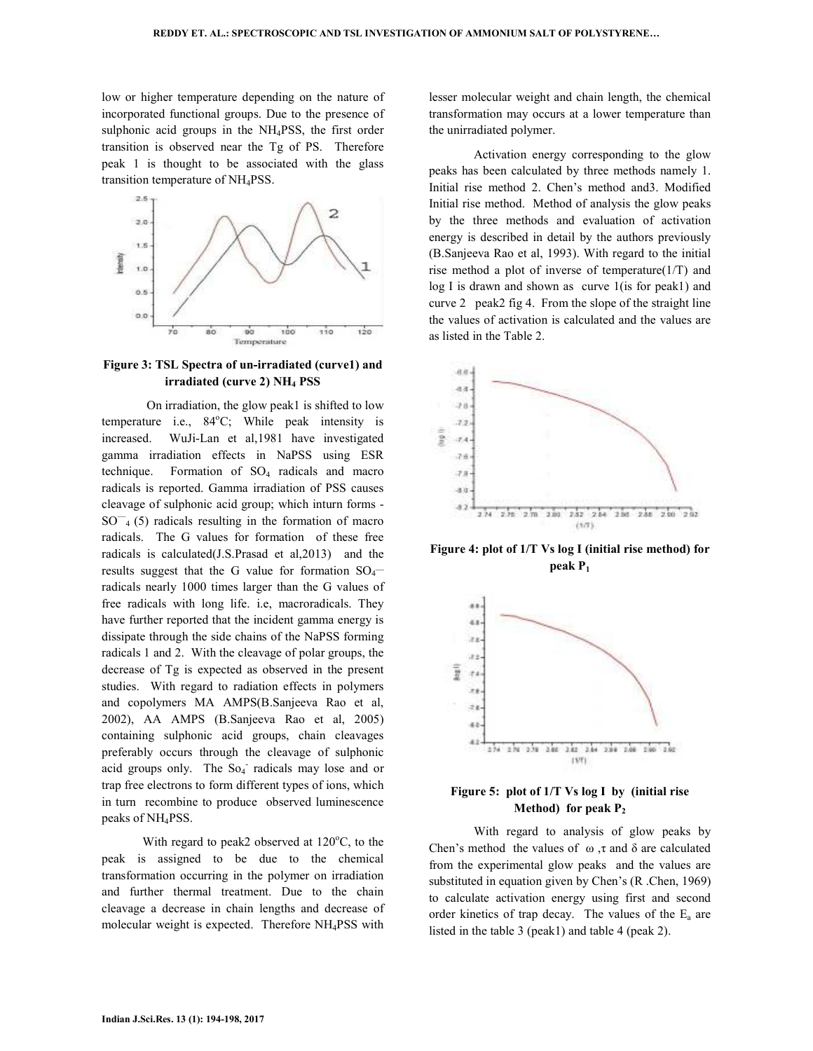low or higher temperature depending on the nature of incorporated functional groups. Due to the presence of sulphonic acid groups in the $NH_4PSS$, the first order transition is observed near the Tg of PS. Therefore peak 1 is thought to be associated with the glass transition temperature of $NH_4PSS$.

**Figure 3: TSL Spectra of un-irradiated (curve1) and irradiated (curve 2) $NH_4$ PSS**

On irradiation, the glow peak1 is shifted to low temperature i.e., 84°C; While peak intensity is increased. WuJi-Lan et al,1981 have investigated gamma irradiation effects in NaPSS using ESR technique. Formation of $SO_4$ radicals and macro radicals is reported. Gamma irradiation of PSS causes cleavage of sulphonic acid group; which inturn forms - $SO^{-}_4$ (5) radicals resulting in the formation of macro radicals. The G values for formation of these free radicals is calculated(J.S.Prasad et al,2013) and the results suggest that the G value for formation $SO_4^{-}$ radicals nearly 1000 times larger than the G values of free radicals with long life. i.e, macroradicals. They have further reported that the incident gamma energy is dissipate through the side chains of the NaPSS forming radicals 1 and 2. With the cleavage of polar groups, the decrease of Tg is expected as observed in the present studies. With regard to radiation effects in polymers and copolymers MA AMPS(B.Sanjeeva Rao et al, 2002), AA AMPS (B.Sanjeeva Rao et al, 2005) containing sulphonic acid groups, chain cleavages preferably occurs through the cleavage of sulphonic acid groups only. The $So_4^-$ radicals may lose and or trap free electrons to form different types of ions, which in turn recombine to produce observed luminescence peaks of $NH_4PSS$.

With regard to peak2 observed at 120°C, to the peak is assigned to be due to the chemical transformation occurring in the polymer on irradiation and further thermal treatment. Due to the chain cleavage a decrease in chain lengths and decrease of molecular weight is expected. Therefore $NH_4PSS$ with lesser molecular weight and chain length, the chemical transformation may occurs at a lower temperature than the unirradiated polymer.

Activation energy corresponding to the glow peaks has been calculated by three methods namely 1. Initial rise method 2. Chen's method and3. Modified Initial rise method. Method of analysis the glow peaks by the three methods and evaluation of activation energy is described in detail by the authors previously (B.Sanjeeva Rao et al, 1993). With regard to the initial rise method a plot of inverse of temperature(1/T) and log I is drawn and shown as curve 1(is for peak1) and curve 2 peak2 fig 4. From the slope of the straight line the values of activation is calculated and the values are as listed in the Table 2.

**Figure 4: plot of 1/T Vs log I (initial rise method) for peak $P_1$**

**Figure 5: plot of 1/T Vs log I by (initial rise Method) for peak $P_2$**

With regard to analysis of glow peaks by Chen's method the values of $\omega$ ,$\tau$ and $\delta$ are calculated from the experimental glow peaks and the values are substituted in equation given by Chen's (R .Chen, 1969) to calculate activation energy using first and second order kinetics of trap decay. The values of the $E_a$ are listed in the table 3 (peak1) and table 4 (peak 2).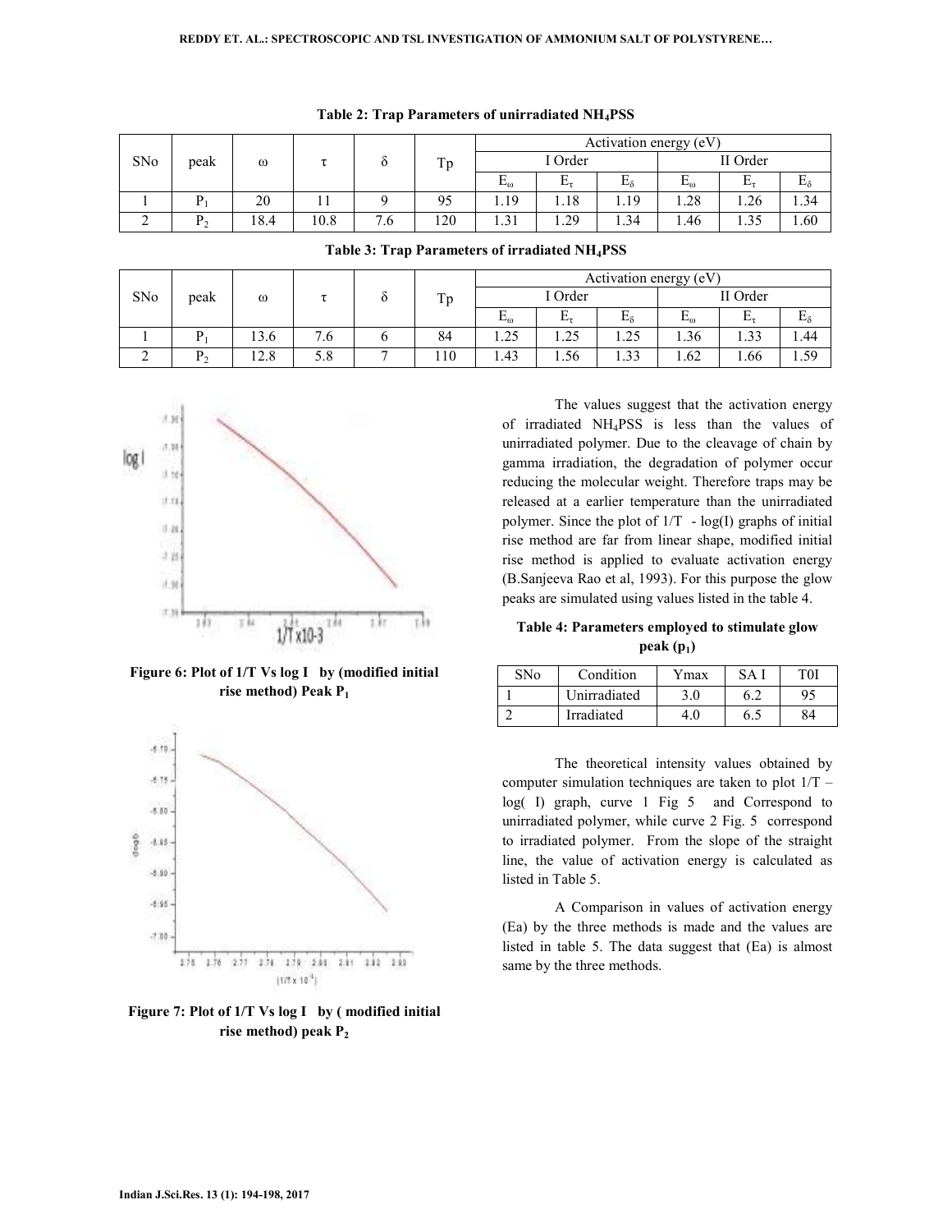**Table 2: Trap Parameters of unirradiated $NH_4PSS$**

| SNo | peak | ω | τ | δ | Tp | Activation energy (eV) | | | | | |
|---|---|---|---|---|---|---|---|---|---|---|---|
| | | | | | | I Order | | | II Order | | |
| | | | | | | $E_\omega$ | $E_\tau$ | $E_\delta$ | $E_\omega$ | $E_\tau$ | $E_\delta$ |
| 1 | $P_1$ | 20 | 11 | 9 | 95 | 1.19 | 1.18 | 1.19 | 1.28 | 1.26 | 1.34 |
| 2 | $P_2$ | 18.4 | 10.8 | 7.6 | 120 | 1.31 | 1.29 | 1.34 | 1.46 | 1.35 | 1.60 |

**Table 3: Trap Parameters of irradiated $NH_4PSS$**

| SNo | peak | ω | τ | δ | Tp | Activation energy (eV) | | | | | |
|---|---|---|---|---|---|---|---|---|---|---|---|
| | | | | | | I Order | | | II Order | | |
| | | | | | | $E_\omega$ | $E_\tau$ | $E_\delta$ | $E_\omega$ | $E_\tau$ | $E_\delta$ |
| 1 | $P_1$ | 13.6 | 7.6 | 6 | 84 | 1.25 | 1.25 | 1.25 | 1.36 | 1.33 | 1.44 |
| 2 | $P_2$ | 12.8 | 5.8 | 7 | 110 | 1.43 | 1.56 | 1.33 | 1.62 | 1.66 | 1.59 |

**Figure 6: Plot of 1/T Vs log I by (modified initial rise method) Peak $P_1$**

**Figure 7: Plot of 1/T Vs log I by ( modified initial rise method) peak $P_2$**

The values suggest that the activation energy of irradiated $NH_4PSS$ is less than the values of unirradiated polymer. Due to the cleavage of chain by gamma irradiation, the degradation of polymer occur reducing the molecular weight. Therefore traps may be released at a earlier temperature than the unirradiated polymer. Since the plot of 1/T - log(I) graphs of initial rise method are far from linear shape, modified initial rise method is applied to evaluate activation energy (B.Sanjeeva Rao et al, 1993). For this purpose the glow peaks are simulated using values listed in the table 4.

**Table 4: Parameters employed to stimulate glow peak ($p_1$)**

| SNo | Condition | Ymax | SA I | T0I |
|---|---|---|---|---|
| 1 | Unirradiated | 3.0 | 6.2 | 95 |
| 2 | Irradiated | 4.0 | 6.5 | 84 |

The theoretical intensity values obtained by computer simulation techniques are taken to plot 1/T – log( I) graph, curve 1 Fig 5 and Correspond to unirradiated polymer, while curve 2 Fig. 5 correspond to irradiated polymer. From the slope of the straight line, the value of activation energy is calculated as listed in Table 5.

A Comparison in values of activation energy (Ea) by the three methods is made and the values are listed in table 5. The data suggest that (Ea) is almost same by the three methods.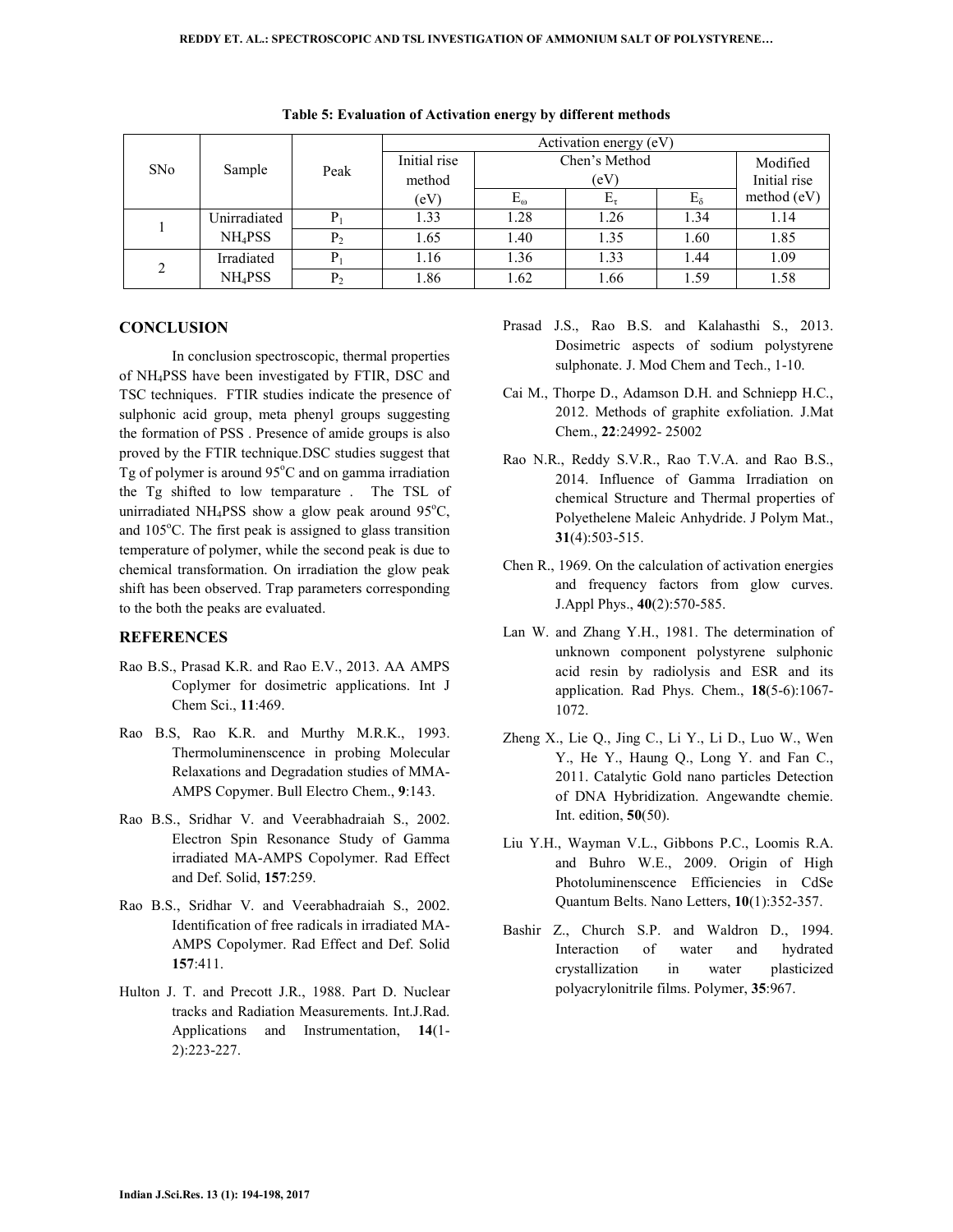**Table 5: Evaluation of Activation energy by different methods**

| SNo | Sample | Peak | Activation energy (eV) | | | | |
|---|---|---|---|---|---|---|---|
| | | | Initial rise method (eV) | Chen's Method (eV) | | | Modified Initial rise method (eV) |
| | | | | $E_\omega$ | $E_\tau$ | $E_\delta$ | |
| 1 | Unirradiated $NH_4PSS$ | $P_1$ | 1.33 | 1.28 | 1.26 | 1.34 | 1.14 |
| | | $P_2$ | 1.65 | 1.40 | 1.35 | 1.60 | 1.85 |
| 2 | Irradiated $NH_4PSS$ | $P_1$ | 1.16 | 1.36 | 1.33 | 1.44 | 1.09 |
| | | $P_2$ | 1.86 | 1.62 | 1.66 | 1.59 | 1.58 |

## CONCLUSION

In conclusion spectroscopic, thermal properties of $NH_4PSS$ have been investigated by FTIR, DSC and TSC techniques. FTIR studies indicate the presence of sulphonic acid group, meta phenyl groups suggesting the formation of PSS . Presence of amide groups is also proved by the FTIR technique.DSC studies suggest that Tg of polymer is around 95°C and on gamma irradiation the Tg shifted to low temparature . The TSL of unirradiated $NH_4PSS$ show a glow peak around 95°C, and 105°C. The first peak is assigned to glass transition temperature of polymer, while the second peak is due to chemical transformation. On irradiation the glow peak shift has been observed. Trap parameters corresponding to the both the peaks are evaluated.

## REFERENCES

Rao B.S., Prasad K.R. and Rao E.V., 2013. AA AMPS Coplymer for dosimetric applications. Int J Chem Sci., **11**:469.

Rao B.S, Rao K.R. and Murthy M.R.K., 1993. Thermoluminenscence in probing Molecular Relaxations and Degradation studies of MMA-AMPS Copymer. Bull Electro Chem., **9**:143.

Rao B.S., Sridhar V. and Veerabhadraiah S., 2002. Electron Spin Resonance Study of Gamma irradiated MA-AMPS Copolymer. Rad Effect and Def. Solid, **157**:259.

Rao B.S., Sridhar V. and Veerabhadraiah S., 2002. Identification of free radicals in irradiated MA-AMPS Copolymer. Rad Effect and Def. Solid **157**:411.

Hulton J. T. and Precott J.R., 1988. Part D. Nuclear tracks and Radiation Measurements. Int.J.Rad. Applications and Instrumentation, **14**(1-2):223-227.

Prasad J.S., Rao B.S. and Kalahasthi S., 2013. Dosimetric aspects of sodium polystyrene sulphonate. J. Mod Chem and Tech., 1-10.

Cai M., Thorpe D., Adamson D.H. and Schniepp H.C., 2012. Methods of graphite exfoliation. J.Mat Chem., **22**:24992- 25002

Rao N.R., Reddy S.V.R., Rao T.V.A. and Rao B.S., 2014. Influence of Gamma Irradiation on chemical Structure and Thermal properties of Polyethelene Maleic Anhydride. J Polym Mat., **31**(4):503-515.

Chen R., 1969. On the calculation of activation energies and frequency factors from glow curves. J.Appl Phys., **40**(2):570-585.

Lan W. and Zhang Y.H., 1981. The determination of unknown component polystyrene sulphonic acid resin by radiolysis and ESR and its application. Rad Phys. Chem., **18**(5-6):1067-1072.

Zheng X., Lie Q., Jing C., Li Y., Li D., Luo W., Wen Y., He Y., Haung Q., Long Y. and Fan C., 2011. Catalytic Gold nano particles Detection of DNA Hybridization. Angewandte chemie. Int. edition, **50**(50).

Liu Y.H., Wayman V.L., Gibbons P.C., Loomis R.A. and Buhro W.E., 2009. Origin of High Photoluminenscence Efficiencies in CdSe Quantum Belts. Nano Letters, **10**(1):352-357.

Bashir Z., Church S.P. and Waldron D., 1994. Interaction of water and hydrated crystallization in water plasticized polyacrylonitrile films. Polymer, **35**:967.